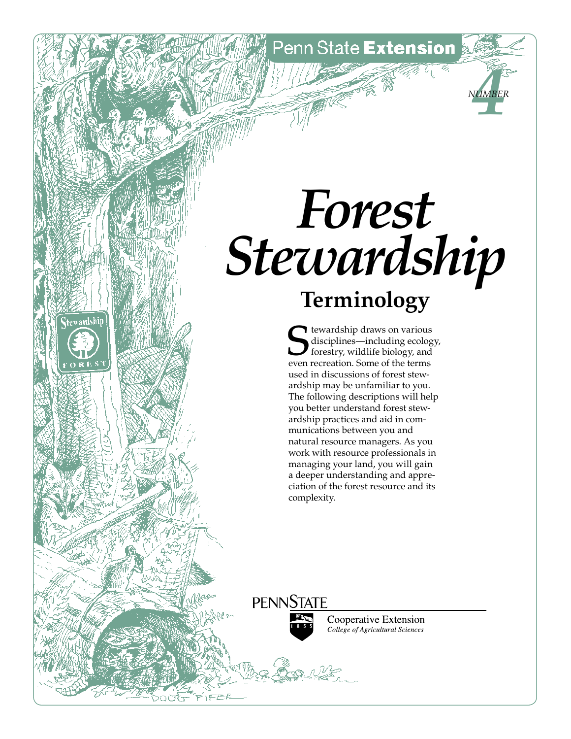Penn State **Extension**

*NUMBER* ***4***

# *Forest Stewardship*

## Terminology

Stewardship draws on various disciplines—including ecology, forestry, wildlife biology, and even recreation. Some of the terms used in discussions of forest stewardship may be unfamiliar to you. The following descriptions will help you better understand forest stewardship practices and aid in communications between you and natural resource managers. As you work with resource professionals in managing your land, you will gain a deeper understanding and appreciation of the forest resource and its complexity.

PENNSTATE

Cooperative Extension
*College of Agricultural Sciences*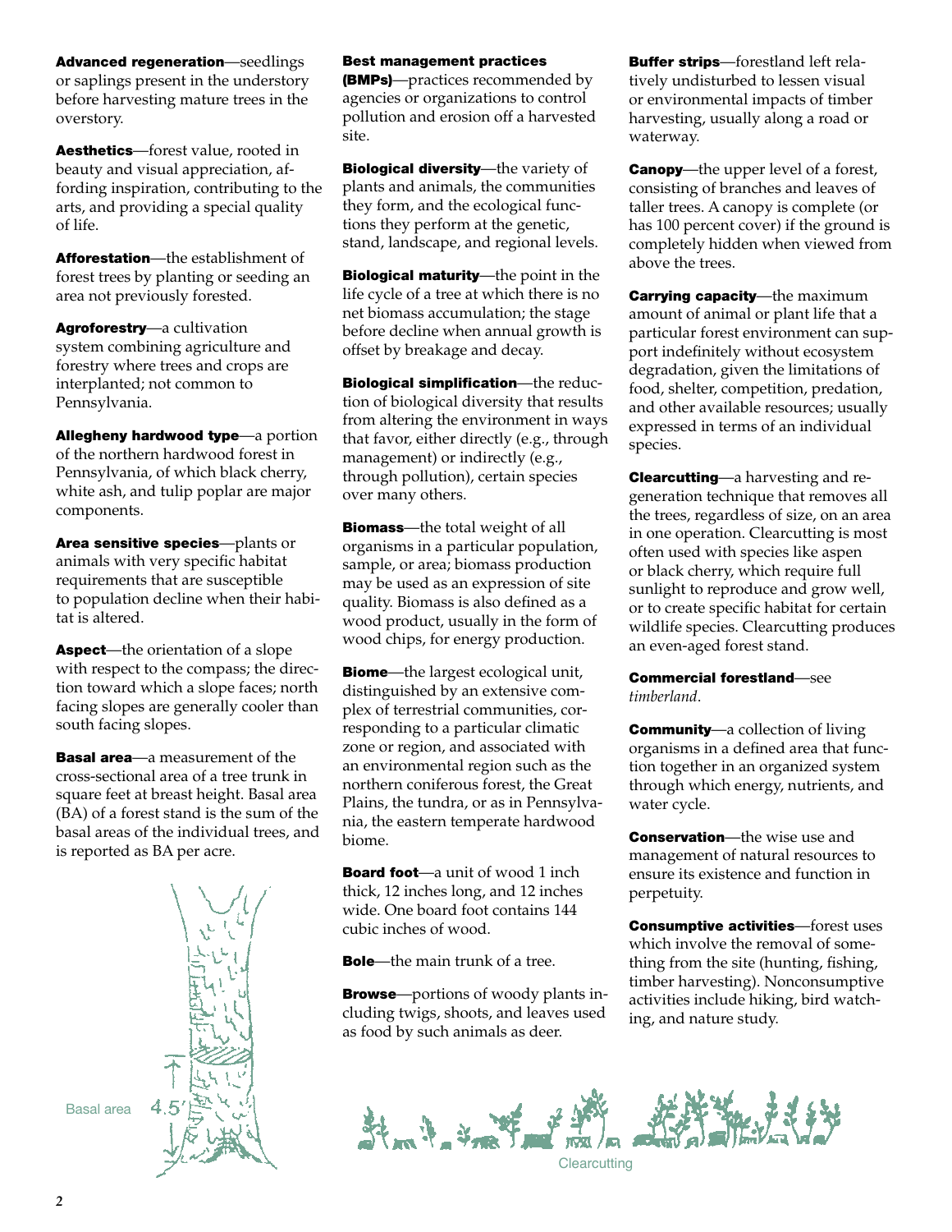**Advanced regeneration**—seedlings or saplings present in the understory before harvesting mature trees in the overstory.

**Aesthetics**—forest value, rooted in beauty and visual appreciation, affording inspiration, contributing to the arts, and providing a special quality of life.

**Afforestation**—the establishment of forest trees by planting or seeding an area not previously forested.

**Agroforestry**—a cultivation system combining agriculture and forestry where trees and crops are interplanted; not common to Pennsylvania.

**Allegheny hardwood type**—a portion of the northern hardwood forest in Pennsylvania, of which black cherry, white ash, and tulip poplar are major components.

**Area sensitive species**—plants or animals with very specific habitat requirements that are susceptible to population decline when their habitat is altered.

**Aspect**—the orientation of a slope with respect to the compass; the direction toward which a slope faces; north facing slopes are generally cooler than south facing slopes.

**Basal area**—a measurement of the cross-sectional area of a tree trunk in square feet at breast height. Basal area (BA) of a forest stand is the sum of the basal areas of the individual trees, and is reported as BA per acre.

Basal area 4.5′

**Best management practices (BMPs)**—practices recommended by agencies or organizations to control pollution and erosion off a harvested site.

**Biological diversity**—the variety of plants and animals, the communities they form, and the ecological functions they perform at the genetic, stand, landscape, and regional levels.

**Biological maturity**—the point in the life cycle of a tree at which there is no net biomass accumulation; the stage before decline when annual growth is offset by breakage and decay.

**Biological simplification**—the reduction of biological diversity that results from altering the environment in ways that favor, either directly (e.g., through management) or indirectly (e.g., through pollution), certain species over many others.

**Biomass**—the total weight of all organisms in a particular population, sample, or area; biomass production may be used as an expression of site quality. Biomass is also defined as a wood product, usually in the form of wood chips, for energy production.

**Biome**—the largest ecological unit, distinguished by an extensive complex of terrestrial communities, corresponding to a particular climatic zone or region, and associated with an environmental region such as the northern coniferous forest, the Great Plains, the tundra, or as in Pennsylvania, the eastern temperate hardwood biome.

**Board foot**—a unit of wood 1 inch thick, 12 inches long, and 12 inches wide. One board foot contains 144 cubic inches of wood.

**Bole**—the main trunk of a tree.

**Browse**—portions of woody plants including twigs, shoots, and leaves used as food by such animals as deer.

**Buffer strips**—forestland left relatively undisturbed to lessen visual or environmental impacts of timber harvesting, usually along a road or waterway.

**Canopy**—the upper level of a forest, consisting of branches and leaves of taller trees. A canopy is complete (or has 100 percent cover) if the ground is completely hidden when viewed from above the trees.

**Carrying capacity**—the maximum amount of animal or plant life that a particular forest environment can support indefinitely without ecosystem degradation, given the limitations of food, shelter, competition, predation, and other available resources; usually expressed in terms of an individual species.

**Clearcutting**—a harvesting and regeneration technique that removes all the trees, regardless of size, on an area in one operation. Clearcutting is most often used with species like aspen or black cherry, which require full sunlight to reproduce and grow well, or to create specific habitat for certain wildlife species. Clearcutting produces an even-aged forest stand.

**Commercial forestland**—see *timberland*.

**Community**—a collection of living organisms in a defined area that function together in an organized system through which energy, nutrients, and water cycle.

**Conservation**—the wise use and management of natural resources to ensure its existence and function in perpetuity.

**Consumptive activities**—forest uses which involve the removal of something from the site (hunting, fishing, timber harvesting). Nonconsumptive activities include hiking, bird watching, and nature study.

Clearcutting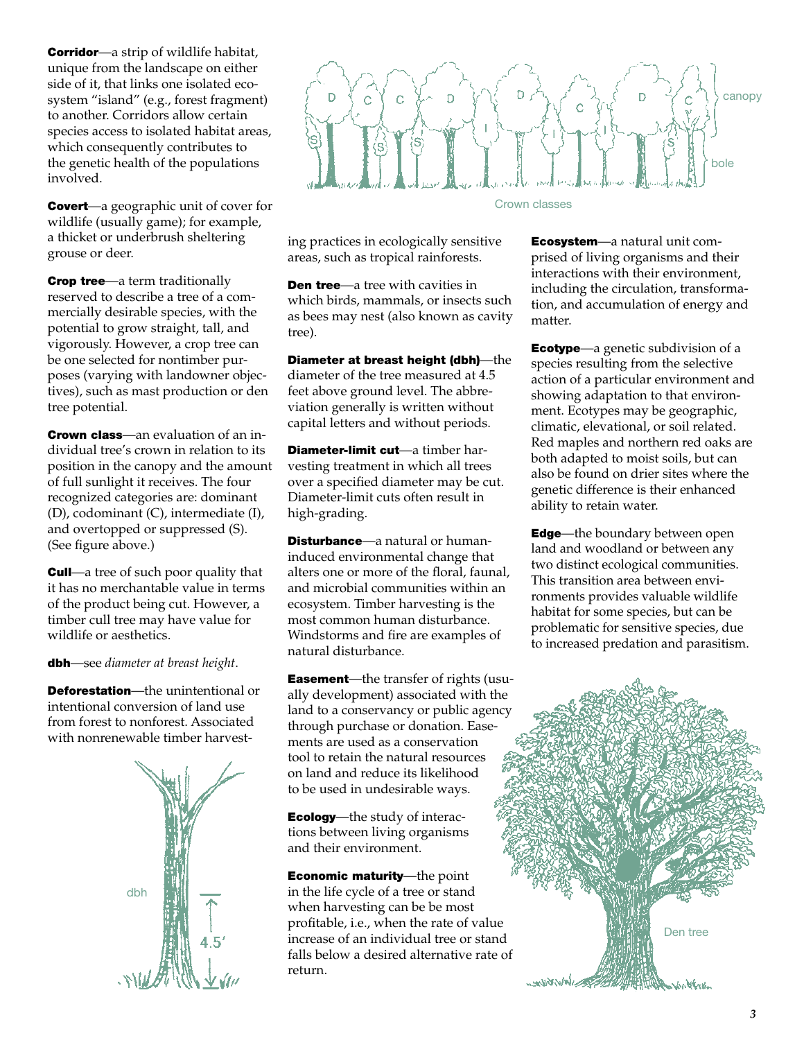**Corridor**—a strip of wildlife habitat, unique from the landscape on either side of it, that links one isolated ecosystem "island" (e.g., forest fragment) to another. Corridors allow certain species access to isolated habitat areas, which consequently contributes to the genetic health of the populations involved.

**Covert**—a geographic unit of cover for wildlife (usually game); for example, a thicket or underbrush sheltering grouse or deer.

**Crop tree**—a term traditionally reserved to describe a tree of a commercially desirable species, with the potential to grow straight, tall, and vigorously. However, a crop tree can be one selected for nontimber purposes (varying with landowner objectives), such as mast production or den tree potential.

**Crown class**—an evaluation of an individual tree's crown in relation to its position in the canopy and the amount of full sunlight it receives. The four recognized categories are: dominant (D), codominant (C), intermediate (I), and overtopped or suppressed (S). (See figure above.)

Crown classes

**Cull**—a tree of such poor quality that it has no merchantable value in terms of the product being cut. However, a timber cull tree may have value for wildlife or aesthetics.

**dbh**—see *diameter at breast height*.

**Deforestation**—the unintentional or intentional conversion of land use from forest to nonforest. Associated with nonrenewable timber harvesting practices in ecologically sensitive areas, such as tropical rainforests.

**Den tree**—a tree with cavities in which birds, mammals, or insects such as bees may nest (also known as cavity tree).

**Diameter at breast height (dbh)**—the diameter of the tree measured at 4.5 feet above ground level. The abbreviation generally is written without capital letters and without periods.

**Diameter-limit cut**—a timber harvesting treatment in which all trees over a specified diameter may be cut. Diameter-limit cuts often result in high-grading.

**Disturbance**—a natural or human-induced environmental change that alters one or more of the floral, faunal, and microbial communities within an ecosystem. Timber harvesting is the most common human disturbance. Windstorms and fire are examples of natural disturbance.

**Easement**—the transfer of rights (usually development) associated with the land to a conservancy or public agency through purchase or donation. Easements are used as a conservation tool to retain the natural resources on land and reduce its likelihood to be used in undesirable ways.

**Ecology**—the study of interactions between living organisms and their environment.

**Economic maturity**—the point in the life cycle of a tree or stand when harvesting can be be most profitable, i.e., when the rate of value increase of an individual tree or stand falls below a desired alternative rate of return.

**Ecosystem**—a natural unit comprised of living organisms and their interactions with their environment, including the circulation, transformation, and accumulation of energy and matter.

**Ecotype**—a genetic subdivision of a species resulting from the selective action of a particular environment and showing adaptation to that environment. Ecotypes may be geographic, climatic, elevational, or soil related. Red maples and northern red oaks are both adapted to moist soils, but can also be found on drier sites where the genetic difference is their enhanced ability to retain water.

**Edge**—the boundary between open land and woodland or between any two distinct ecological communities. This transition area between environments provides valuable wildlife habitat for some species, but can be problematic for sensitive species, due to increased predation and parasitism.

Den tree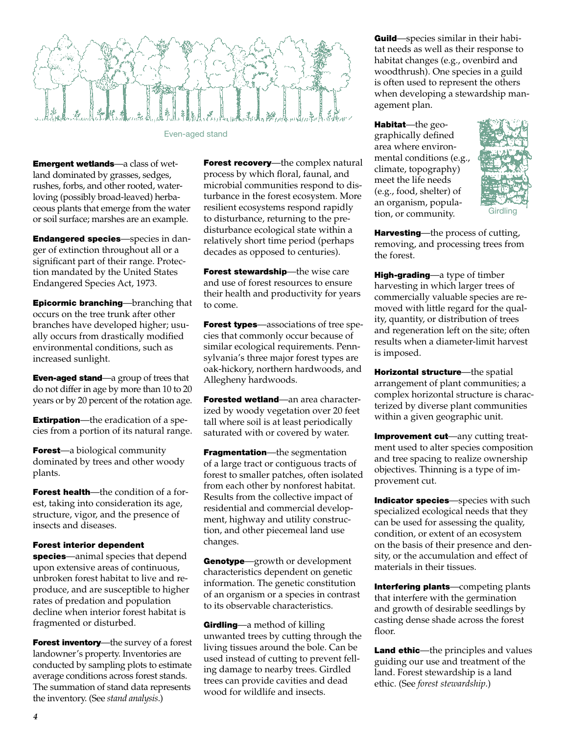Even-aged stand

**Emergent wetlands**—a class of wetland dominated by grasses, sedges, rushes, forbs, and other rooted, water-loving (possibly broad-leaved) herbaceous plants that emerge from the water or soil surface; marshes are an example.

**Endangered species**—species in danger of extinction throughout all or a significant part of their range. Protection mandated by the United States Endangered Species Act, 1973.

**Epicormic branching**—branching that occurs on the tree trunk after other branches have developed higher; usually occurs from drastically modified environmental conditions, such as increased sunlight.

**Even-aged stand**—a group of trees that do not differ in age by more than 10 to 20 years or by 20 percent of the rotation age.

**Extirpation**—the eradication of a species from a portion of its natural range.

**Forest**—a biological community dominated by trees and other woody plants.

**Forest health**—the condition of a forest, taking into consideration its age, structure, vigor, and the presence of insects and diseases.

**Forest interior dependent species**—animal species that depend upon extensive areas of continuous, unbroken forest habitat to live and reproduce, and are susceptible to higher rates of predation and population decline when interior forest habitat is fragmented or disturbed.

**Forest inventory**—the survey of a forest landowner's property. Inventories are conducted by sampling plots to estimate average conditions across forest stands. The summation of stand data represents the inventory. (See *stand analysis*.)

**Forest recovery**—the complex natural process by which floral, faunal, and microbial communities respond to disturbance in the forest ecosystem. More resilient ecosystems respond rapidly to disturbance, returning to the predisturbance ecological state within a relatively short time period (perhaps decades as opposed to centuries).

**Forest stewardship**—the wise care and use of forest resources to ensure their health and productivity for years to come.

**Forest types**—associations of tree species that commonly occur because of similar ecological requirements. Pennsylvania's three major forest types are oak-hickory, northern hardwoods, and Allegheny hardwoods.

**Forested wetland**—an area characterized by woody vegetation over 20 feet tall where soil is at least periodically saturated with or covered by water.

**Fragmentation**—the segmentation of a large tract or contiguous tracts of forest to smaller patches, often isolated from each other by nonforest habitat. Results from the collective impact of residential and commercial development, highway and utility construction, and other piecemeal land use changes.

**Genotype**—growth or development characteristics dependent on genetic information. The genetic constitution of an organism or a species in contrast to its observable characteristics.

**Girdling**—a method of killing unwanted trees by cutting through the living tissues around the bole. Can be used instead of cutting to prevent felling damage to nearby trees. Girdled trees can provide cavities and dead wood for wildlife and insects.

**Guild**—species similar in their habitat needs as well as their response to habitat changes (e.g., ovenbird and woodthrush). One species in a guild is often used to represent the others when developing a stewardship management plan.

**Habitat**—the geographically defined area where environmental conditions (e.g., climate, topography) meet the life needs (e.g., food, shelter) of an organism, population, or community.

Girdling

**Harvesting**—the process of cutting, removing, and processing trees from the forest.

**High-grading**—a type of timber harvesting in which larger trees of commercially valuable species are removed with little regard for the quality, quantity, or distribution of trees and regeneration left on the site; often results when a diameter-limit harvest is imposed.

**Horizontal structure**—the spatial arrangement of plant communities; a complex horizontal structure is characterized by diverse plant communities within a given geographic unit.

**Improvement cut**—any cutting treatment used to alter species composition and tree spacing to realize ownership objectives. Thinning is a type of improvement cut.

**Indicator species**—species with such specialized ecological needs that they can be used for assessing the quality, condition, or extent of an ecosystem on the basis of their presence and density, or the accumulation and effect of materials in their tissues.

**Interfering plants**—competing plants that interfere with the germination and growth of desirable seedlings by casting dense shade across the forest floor.

**Land ethic**—the principles and values guiding our use and treatment of the land. Forest stewardship is a land ethic. (See *forest stewardship*.)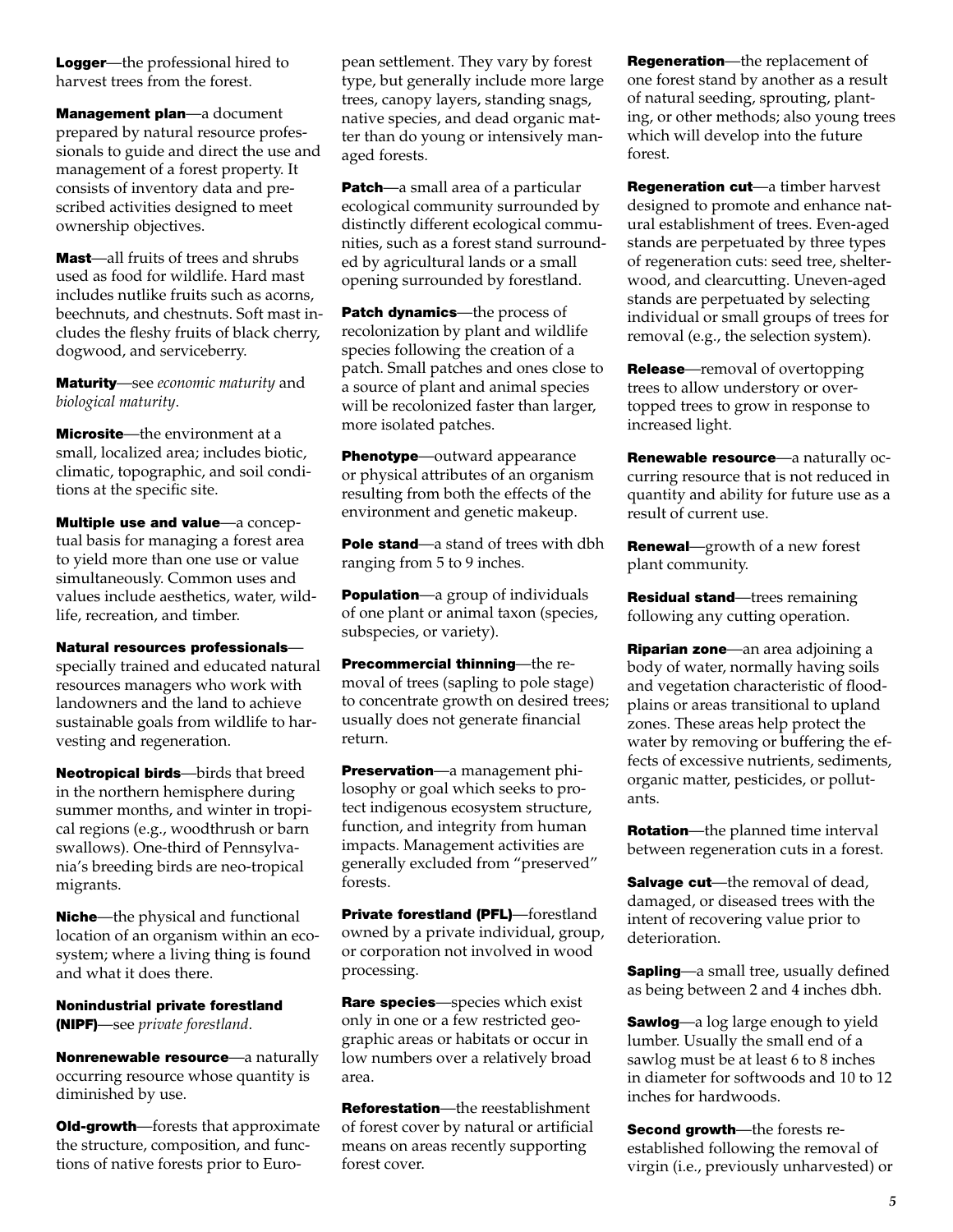**Logger**—the professional hired to harvest trees from the forest.

**Management plan**—a document prepared by natural resource professionals to guide and direct the use and management of a forest property. It consists of inventory data and prescribed activities designed to meet ownership objectives.

**Mast**—all fruits of trees and shrubs used as food for wildlife. Hard mast includes nutlike fruits such as acorns, beechnuts, and chestnuts. Soft mast includes the fleshy fruits of black cherry, dogwood, and serviceberry.

**Maturity**—see *economic maturity* and *biological maturity*.

**Microsite**—the environment at a small, localized area; includes biotic, climatic, topographic, and soil conditions at the specific site.

**Multiple use and value**—a conceptual basis for managing a forest area to yield more than one use or value simultaneously. Common uses and values include aesthetics, water, wildlife, recreation, and timber.

**Natural resources professionals**—specially trained and educated natural resources managers who work with landowners and the land to achieve sustainable goals from wildlife to harvesting and regeneration.

**Neotropical birds**—birds that breed in the northern hemisphere during summer months, and winter in tropical regions (e.g., woodthrush or barn swallows). One-third of Pennsylvania's breeding birds are neo-tropical migrants.

**Niche**—the physical and functional location of an organism within an ecosystem; where a living thing is found and what it does there.

**Nonindustrial private forestland (NIPF)**—see *private forestland*.

**Nonrenewable resource**—a naturally occurring resource whose quantity is diminished by use.

**Old-growth**—forests that approximate the structure, composition, and functions of native forests prior to European settlement. They vary by forest type, but generally include more large trees, canopy layers, standing snags, native species, and dead organic matter than do young or intensively managed forests.

**Patch**—a small area of a particular ecological community surrounded by distinctly different ecological communities, such as a forest stand surrounded by agricultural lands or a small opening surrounded by forestland.

**Patch dynamics**—the process of recolonization by plant and wildlife species following the creation of a patch. Small patches and ones close to a source of plant and animal species will be recolonized faster than larger, more isolated patches.

**Phenotype**—outward appearance or physical attributes of an organism resulting from both the effects of the environment and genetic makeup.

**Pole stand**—a stand of trees with dbh ranging from 5 to 9 inches.

**Population**—a group of individuals of one plant or animal taxon (species, subspecies, or variety).

**Precommercial thinning**—the removal of trees (sapling to pole stage) to concentrate growth on desired trees; usually does not generate financial return.

**Preservation**—a management philosophy or goal which seeks to protect indigenous ecosystem structure, function, and integrity from human impacts. Management activities are generally excluded from "preserved" forests.

**Private forestland (PFL)**—forestland owned by a private individual, group, or corporation not involved in wood processing.

**Rare species**—species which exist only in one or a few restricted geographic areas or habitats or occur in low numbers over a relatively broad area.

**Reforestation**—the reestablishment of forest cover by natural or artificial means on areas recently supporting forest cover.

**Regeneration**—the replacement of one forest stand by another as a result of natural seeding, sprouting, planting, or other methods; also young trees which will develop into the future forest.

**Regeneration cut**—a timber harvest designed to promote and enhance natural establishment of trees. Even-aged stands are perpetuated by three types of regeneration cuts: seed tree, shelterwood, and clearcutting. Uneven-aged stands are perpetuated by selecting individual or small groups of trees for removal (e.g., the selection system).

**Release**—removal of overtopping trees to allow understory or overtopped trees to grow in response to increased light.

**Renewable resource**—a naturally occurring resource that is not reduced in quantity and ability for future use as a result of current use.

**Renewal**—growth of a new forest plant community.

**Residual stand**—trees remaining following any cutting operation.

**Riparian zone**—an area adjoining a body of water, normally having soils and vegetation characteristic of floodplains or areas transitional to upland zones. These areas help protect the water by removing or buffering the effects of excessive nutrients, sediments, organic matter, pesticides, or pollutants.

**Rotation**—the planned time interval between regeneration cuts in a forest.

**Salvage cut**—the removal of dead, damaged, or diseased trees with the intent of recovering value prior to deterioration.

**Sapling**—a small tree, usually defined as being between 2 and 4 inches dbh.

**Sawlog**—a log large enough to yield lumber. Usually the small end of a sawlog must be at least 6 to 8 inches in diameter for softwoods and 10 to 12 inches for hardwoods.

**Second growth**—the forests reestablished following the removal of virgin (i.e., previously unharvested) or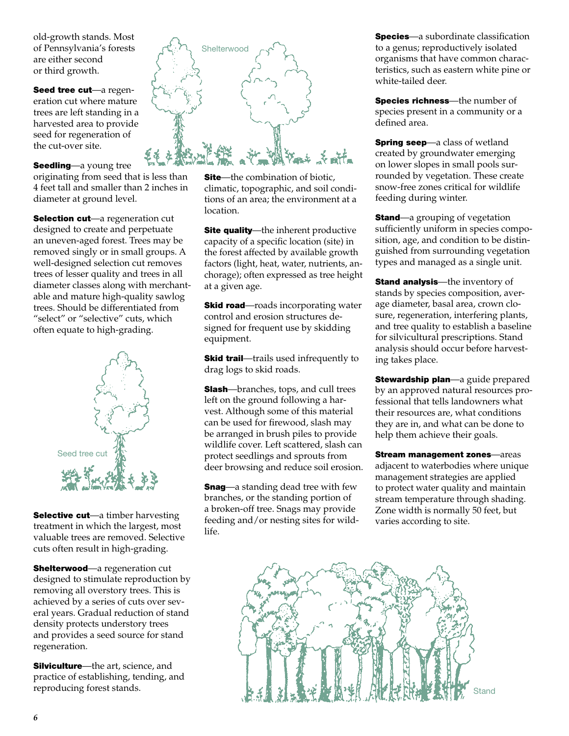old-growth stands. Most of Pennsylvania's forests are either second or third growth.

**Seed tree cut**—a regeneration cut where mature trees are left standing in a harvested area to provide seed for regeneration of the cut-over site.

**Seedling**—a young tree originating from seed that is less than 4 feet tall and smaller than 2 inches in diameter at ground level.

**Selection cut**—a regeneration cut designed to create and perpetuate an uneven-aged forest. Trees may be removed singly or in small groups. A well-designed selection cut removes trees of lesser quality and trees in all diameter classes along with merchantable and mature high-quality sawlog trees. Should be differentiated from "select" or "selective" cuts, which often equate to high-grading.

**Selective cut**—a timber harvesting treatment in which the largest, most valuable trees are removed. Selective cuts often result in high-grading.

**Shelterwood**—a regeneration cut designed to stimulate reproduction by removing all overstory trees. This is achieved by a series of cuts over several years. Gradual reduction of stand density protects understory trees and provides a seed source for stand regeneration.

**Silviculture**—the art, science, and practice of establishing, tending, and reproducing forest stands.

**Site**—the combination of biotic, climatic, topographic, and soil conditions of an area; the environment at a location.

**Site quality**—the inherent productive capacity of a specific location (site) in the forest affected by available growth factors (light, heat, water, nutrients, anchorage); often expressed as tree height at a given age.

**Skid road**—roads incorporating water control and erosion structures designed for frequent use by skidding equipment.

**Skid trail**—trails used infrequently to drag logs to skid roads.

**Slash**—branches, tops, and cull trees left on the ground following a harvest. Although some of this material can be used for firewood, slash may be arranged in brush piles to provide wildlife cover. Left scattered, slash can protect seedlings and sprouts from deer browsing and reduce soil erosion.

**Snag**—a standing dead tree with few branches, or the standing portion of a broken-off tree. Snags may provide feeding and/or nesting sites for wildlife.

**Species**—a subordinate classification to a genus; reproductively isolated organisms that have common characteristics, such as eastern white pine or white-tailed deer.

**Species richness**—the number of species present in a community or a defined area.

**Spring seep**—a class of wetland created by groundwater emerging on lower slopes in small pools surrounded by vegetation. These create snow-free zones critical for wildlife feeding during winter.

**Stand**—a grouping of vegetation sufficiently uniform in species composition, age, and condition to be distinguished from surrounding vegetation types and managed as a single unit.

**Stand analysis**—the inventory of stands by species composition, average diameter, basal area, crown closure, regeneration, interfering plants, and tree quality to establish a baseline for silvicultural prescriptions. Stand analysis should occur before harvesting takes place.

**Stewardship plan**—a guide prepared by an approved natural resources professional that tells landowners what their resources are, what conditions they are in, and what can be done to help them achieve their goals.

**Stream management zones**—areas adjacent to waterbodies where unique management strategies are applied to protect water quality and maintain stream temperature through shading. Zone width is normally 50 feet, but varies according to site.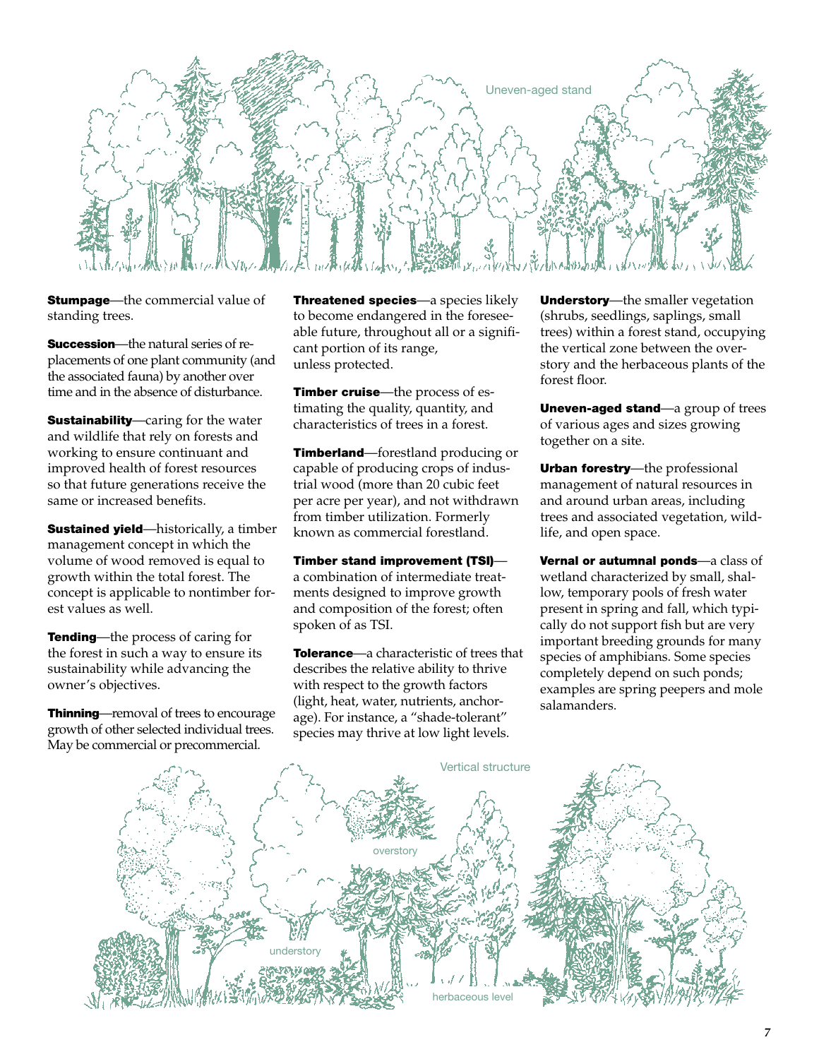Uneven-aged stand

**Stumpage**—the commercial value of standing trees.

**Succession**—the natural series of replacements of one plant community (and the associated fauna) by another over time and in the absence of disturbance.

**Sustainability**—caring for the water and wildlife that rely on forests and working to ensure continuant and improved health of forest resources so that future generations receive the same or increased benefits.

**Sustained yield**—historically, a timber management concept in which the volume of wood removed is equal to growth within the total forest. The concept is applicable to nontimber forest values as well.

**Tending**—the process of caring for the forest in such a way to ensure its sustainability while advancing the owner's objectives.

**Thinning**—removal of trees to encourage growth of other selected individual trees. May be commercial or precommercial.

**Threatened species**—a species likely to become endangered in the foreseeable future, throughout all or a significant portion of its range, unless protected.

**Timber cruise**—the process of estimating the quality, quantity, and characteristics of trees in a forest.

**Timberland**—forestland producing or capable of producing crops of industrial wood (more than 20 cubic feet per acre per year), and not withdrawn from timber utilization. Formerly known as commercial forestland.

**Timber stand improvement (TSI)**—a combination of intermediate treatments designed to improve growth and composition of the forest; often spoken of as TSI.

**Tolerance**—a characteristic of trees that describes the relative ability to thrive with respect to the growth factors (light, heat, water, nutrients, anchorage). For instance, a "shade-tolerant" species may thrive at low light levels.

**Understory**—the smaller vegetation (shrubs, seedlings, saplings, small trees) within a forest stand, occupying the vertical zone between the overstory and the herbaceous plants of the forest floor.

**Uneven-aged stand**—a group of trees of various ages and sizes growing together on a site.

**Urban forestry**—the professional management of natural resources in and around urban areas, including trees and associated vegetation, wildlife, and open space.

**Vernal or autumnal ponds**—a class of wetland characterized by small, shallow, temporary pools of fresh water present in spring and fall, which typically do not support fish but are very important breeding grounds for many species of amphibians. Some species completely depend on such ponds; examples are spring peepers and mole salamanders.

Vertical structure

overstory

understory

herbaceous level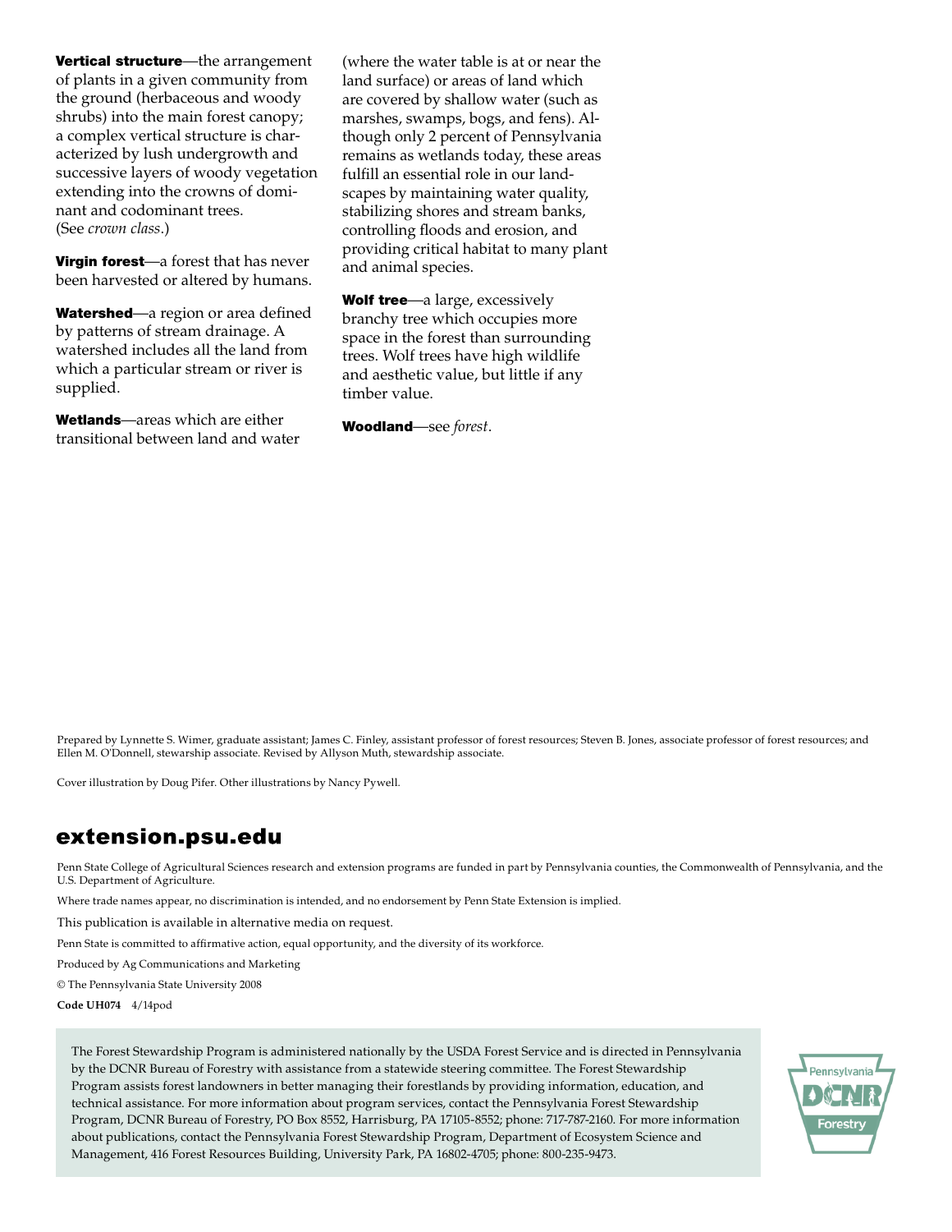**Vertical structure**—the arrangement of plants in a given community from the ground (herbaceous and woody shrubs) into the main forest canopy; a complex vertical structure is characterized by lush undergrowth and successive layers of woody vegetation extending into the crowns of dominant and codominant trees. (See *crown class*.)

**Virgin forest**—a forest that has never been harvested or altered by humans.

**Watershed**—a region or area defined by patterns of stream drainage. A watershed includes all the land from which a particular stream or river is supplied.

**Wetlands**—areas which are either transitional between land and water (where the water table is at or near the land surface) or areas of land which are covered by shallow water (such as marshes, swamps, bogs, and fens). Although only 2 percent of Pennsylvania remains as wetlands today, these areas fulfill an essential role in our landscapes by maintaining water quality, stabilizing shores and stream banks, controlling floods and erosion, and providing critical habitat to many plant and animal species.

**Wolf tree**—a large, excessively branchy tree which occupies more space in the forest than surrounding trees. Wolf trees have high wildlife and aesthetic value, but little if any timber value.

**Woodland**—see *forest*.

Prepared by Lynnette S. Wimer, graduate assistant; James C. Finley, assistant professor of forest resources; Steven B. Jones, associate professor of forest resources; and Ellen M. O'Donnell, stewardship associate. Revised by Allyson Muth, stewardship associate.

Cover illustration by Doug Pifer. Other illustrations by Nancy Pywell.

## extension.psu.edu

Penn State College of Agricultural Sciences research and extension programs are funded in part by Pennsylvania counties, the Commonwealth of Pennsylvania, and the U.S. Department of Agriculture.

Where trade names appear, no discrimination is intended, and no endorsement by Penn State Extension is implied.

This publication is available in alternative media on request.

Penn State is committed to affirmative action, equal opportunity, and the diversity of its workforce.

Produced by Ag Communications and Marketing

© The Pennsylvania State University 2008

**Code UH074** 4/14pod

The Forest Stewardship Program is administered nationally by the USDA Forest Service and is directed in Pennsylvania by the DCNR Bureau of Forestry with assistance from a statewide steering committee. The Forest Stewardship Program assists forest landowners in better managing their forestlands by providing information, education, and technical assistance. For more information about program services, contact the Pennsylvania Forest Stewardship Program, DCNR Bureau of Forestry, PO Box 8552, Harrisburg, PA 17105-8552; phone: 717-787-2160. For more information about publications, contact the Pennsylvania Forest Stewardship Program, Department of Ecosystem Science and Management, 416 Forest Resources Building, University Park, PA 16802-4705; phone: 800-235-9473.

Pennsylvania DCNR Forestry